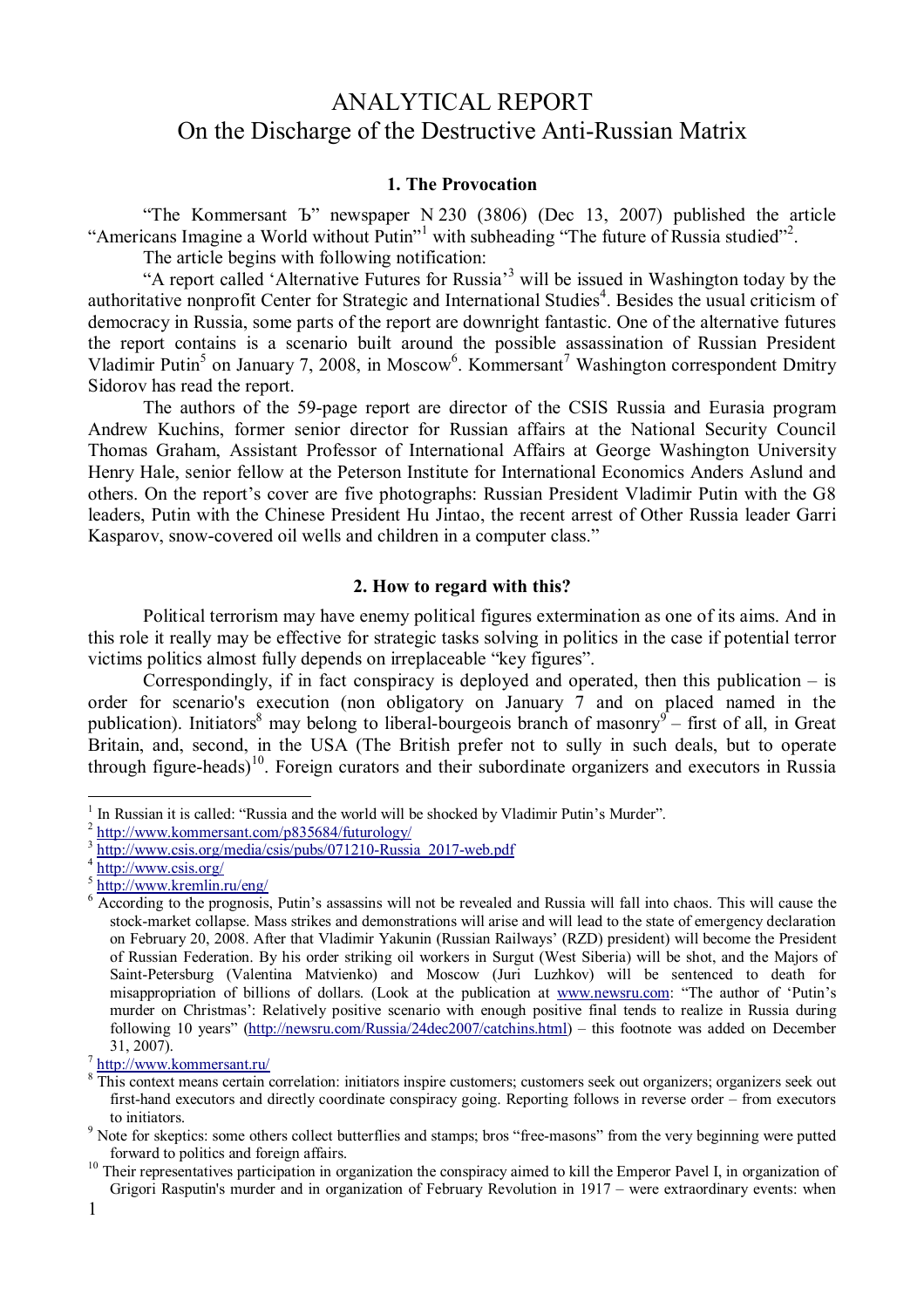# ANALYTICAL REPORT
# On the Discharge of the Destructive Anti-Russian Matrix

## 1. The Provocation

"The Kommersant Ъ" newspaper N 230 (3806) (Dec 13, 2007) published the article "Americans Imagine a World without Putin"[1] with subheading "The future of Russia studied"[2].

The article begins with following notification:

"A report called 'Alternative Futures for Russia'[3] will be issued in Washington today by the authoritative nonprofit Center for Strategic and International Studies[4]. Besides the usual criticism of democracy in Russia, some parts of the report are downright fantastic. One of the alternative futures the report contains is a scenario built around the possible assassination of Russian President Vladimir Putin[5] on January 7, 2008, in Moscow[6]. Kommersant[7] Washington correspondent Dmitry Sidorov has read the report.

The authors of the 59-page report are director of the CSIS Russia and Eurasia program Andrew Kuchins, former senior director for Russian affairs at the National Security Council Thomas Graham, Assistant Professor of International Affairs at George Washington University Henry Hale, senior fellow at the Peterson Institute for International Economics Anders Aslund and others. On the report's cover are five photographs: Russian President Vladimir Putin with the G8 leaders, Putin with the Chinese President Hu Jintao, the recent arrest of Other Russia leader Garri Kasparov, snow-covered oil wells and children in a computer class."

## 2. How to regard with this?

Political terrorism may have enemy political figures extermination as one of its aims. And in this role it really may be effective for strategic tasks solving in politics in the case if potential terror victims politics almost fully depends on irreplaceable "key figures".

Correspondingly, if in fact conspiracy is deployed and operated, then this publication – is order for scenario's execution (non obligatory on January 7 and on placed named in the publication). Initiators[8] may belong to liberal-bourgeois branch of masonry[9] – first of all, in Great Britain, and, second, in the USA (The British prefer not to sully in such deals, but to operate through figure-heads)[10]. Foreign curators and their subordinate organizers and executors in Russia

---

[1] In Russian it is called: "Russia and the world will be shocked by Vladimir Putin's Murder".

[2] http://www.kommersant.com/p835684/futurology/

[3] http://www.csis.org/media/csis/pubs/071210-Russia_2017-web.pdf

[4] http://www.csis.org/

[5] http://www.kremlin.ru/eng/

[6] According to the prognosis, Putin's assassins will not be revealed and Russia will fall into chaos. This will cause the stock-market collapse. Mass strikes and demonstrations will arise and will lead to the state of emergency declaration on February 20, 2008. After that Vladimir Yakunin (Russian Railways' (RZD) president) will become the President of Russian Federation. By his order striking oil workers in Surgut (West Siberia) will be shot, and the Majors of Saint-Petersburg (Valentina Matvienko) and Moscow (Juri Luzhkov) will be sentenced to death for misappropriation of billions of dollars. (Look at the publication at www.newsru.com: "The author of 'Putin's murder on Christmas': Relatively positive scenario with enough positive final tends to realize in Russia during following 10 years" (http://newsru.com/Russia/24dec2007/catchins.html) – this footnote was added on December 31, 2007).

[7] http://www.kommersant.ru/

[8] This context means certain correlation: initiators inspire customers; customers seek out organizers; organizers seek out first-hand executors and directly coordinate conspiracy going. Reporting follows in reverse order – from executors to initiators.

[9] Note for skeptics: some others collect butterflies and stamps; bros "free-masons" from the very beginning were putted forward to politics and foreign affairs.

[10] Their representatives participation in organization the conspiracy aimed to kill the Emperor Pavel I, in organization of Grigori Rasputin's murder and in organization of February Revolution in 1917 – were extraordinary events: when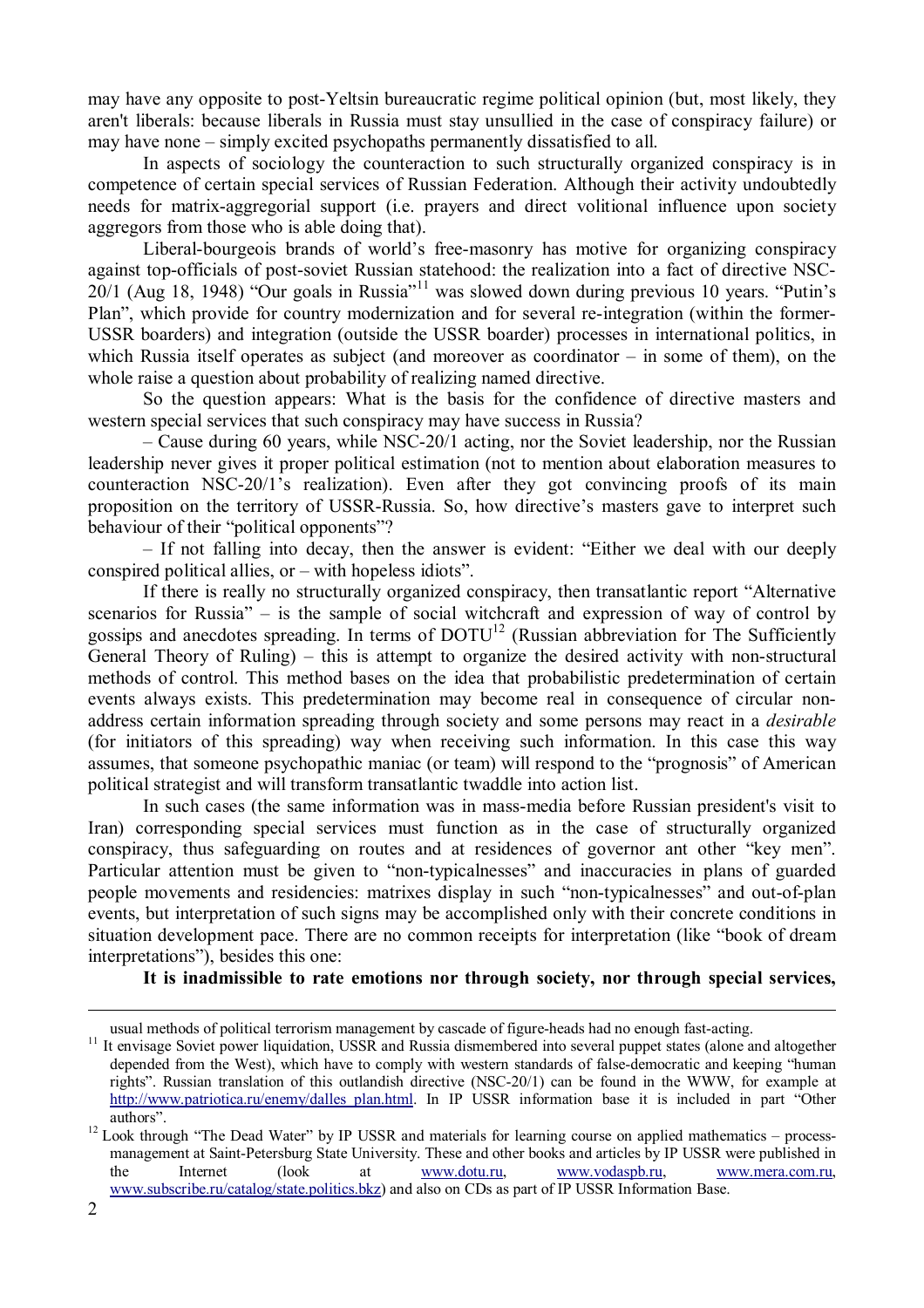may have any opposite to post-Yeltsin bureaucratic regime political opinion (but, most likely, they aren't liberals: because liberals in Russia must stay unsullied in the case of conspiracy failure) or may have none – simply excited psychopaths permanently dissatisfied to all.

In aspects of sociology the counteraction to such structurally organized conspiracy is in competence of certain special services of Russian Federation. Although their activity undoubtedly needs for matrix-aggregorial support (i.e. prayers and direct volitional influence upon society aggregors from those who is able doing that).

Liberal-bourgeois brands of world's free-masonry has motive for organizing conspiracy against top-officials of post-soviet Russian statehood: the realization into a fact of directive NSC-20/1 (Aug 18, 1948) "Our goals in Russia"[11] was slowed down during previous 10 years. "Putin's Plan", which provide for country modernization and for several re-integration (within the former-USSR boarders) and integration (outside the USSR boarder) processes in international politics, in which Russia itself operates as subject (and moreover as coordinator – in some of them), on the whole raise a question about probability of realizing named directive.

So the question appears: What is the basis for the confidence of directive masters and western special services that such conspiracy may have success in Russia?

– Cause during 60 years, while NSC-20/1 acting, nor the Soviet leadership, nor the Russian leadership never gives it proper political estimation (not to mention about elaboration measures to counteraction NSC-20/1's realization). Even after they got convincing proofs of its main proposition on the territory of USSR-Russia. So, how directive's masters gave to interpret such behaviour of their "political opponents"?

– If not falling into decay, then the answer is evident: "Either we deal with our deeply conspired political allies, or – with hopeless idiots".

If there is really no structurally organized conspiracy, then transatlantic report "Alternative scenarios for Russia" – is the sample of social witchcraft and expression of way of control by gossips and anecdotes spreading. In terms of DOTU[12] (Russian abbreviation for The Sufficiently General Theory of Ruling) – this is attempt to organize the desired activity with non-structural methods of control. This method bases on the idea that probabilistic predetermination of certain events always exists. This predetermination may become real in consequence of circular non-address certain information spreading through society and some persons may react in a *desirable* (for initiators of this spreading) way when receiving such information. In this case this way assumes, that someone psychopathic maniac (or team) will respond to the "prognosis" of American political strategist and will transform transatlantic twaddle into action list.

In such cases (the same information was in mass-media before Russian president's visit to Iran) corresponding special services must function as in the case of structurally organized conspiracy, thus safeguarding on routes and at residences of governor ant other "key men". Particular attention must be given to "non-typicalnesses" and inaccuracies in plans of guarded people movements and residencies: matrixes display in such "non-typicalnesses" and out-of-plan events, but interpretation of such signs may be accomplished only with their concrete conditions in situation development pace. There are no common receipts for interpretation (like "book of dream interpretations"), besides this one:

**It is inadmissible to rate emotions nor through society, nor through special services,**

---

usual methods of political terrorism management by cascade of figure-heads had no enough fast-acting.

[11] It envisage Soviet power liquidation, USSR and Russia dismembered into several puppet states (alone and altogether depended from the West), which have to comply with western standards of false-democratic and keeping "human rights". Russian translation of this outlandish directive (NSC-20/1) can be found in the WWW, for example at http://www.patriotica.ru/enemy/dalles_plan.html. In IP USSR information base it is included in part "Other authors".

[12] Look through "The Dead Water" by IP USSR and materials for learning course on applied mathematics – process-management at Saint-Petersburg State University. These and other books and articles by IP USSR were published in the Internet (look at www.dotu.ru, www.vodaspb.ru, www.mera.com.ru, www.subscribe.ru/catalog/state.politics.bkz) and also on CDs as part of IP USSR Information Base.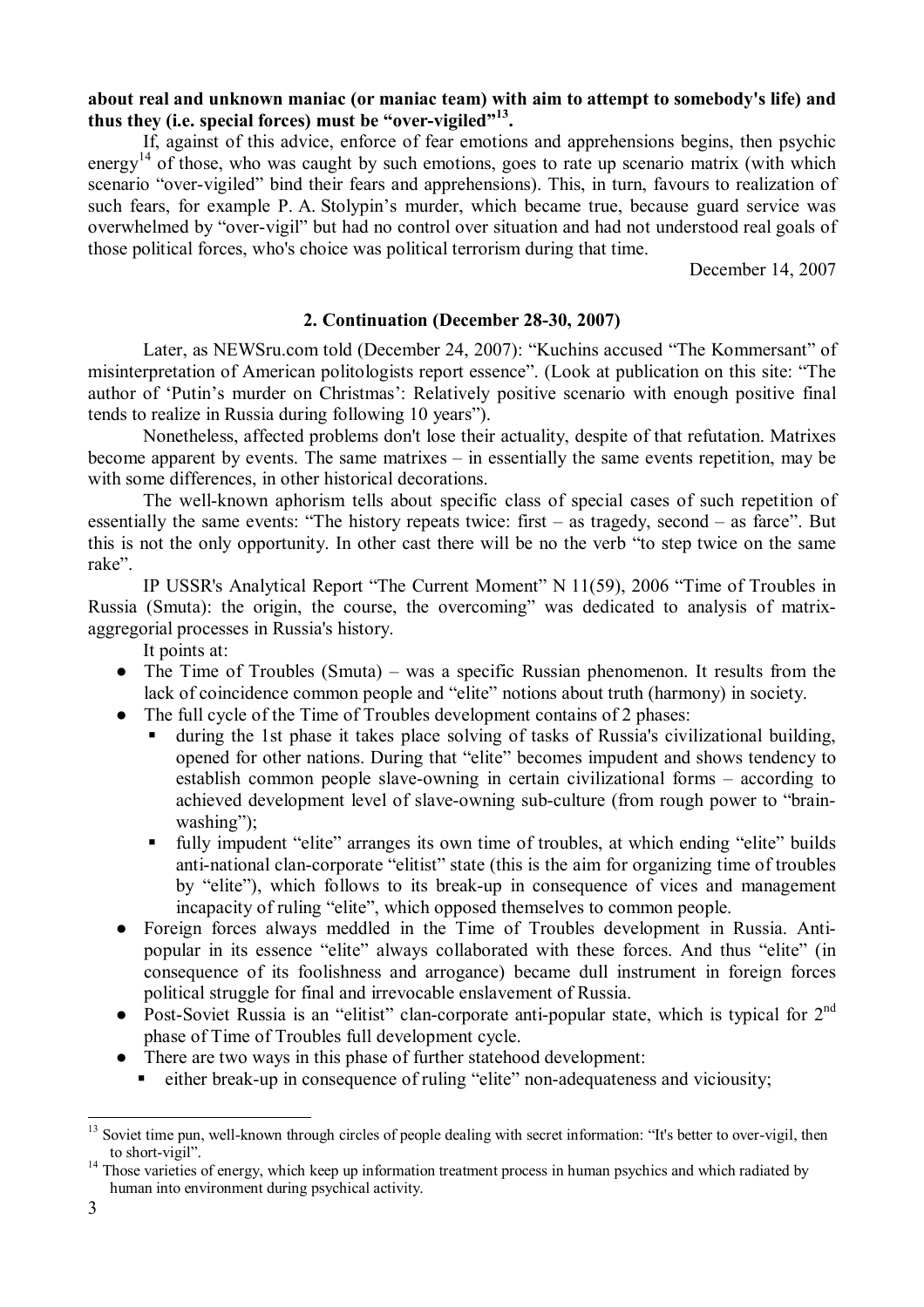**about real and unknown maniac (or maniac team) with aim to attempt to somebody's life) and thus they (i.e. special forces) must be "over-vigiled"[13].**

If, against of this advice, enforce of fear emotions and apprehensions begins, then psychic energy[14] of those, who was caught by such emotions, goes to rate up scenario matrix (with which scenario "over-vigiled" bind their fears and apprehensions). This, in turn, favours to realization of such fears, for example P. A. Stolypin's murder, which became true, because guard service was overwhelmed by "over-vigil" but had no control over situation and had not understood real goals of those political forces, who's choice was political terrorism during that time.

December 14, 2007

### 2. Continuation (December 28-30, 2007)

Later, as NEWSru.com told (December 24, 2007): "Kuchins accused "The Kommersant" of misinterpretation of American politologists report essence". (Look at publication on this site: "The author of 'Putin's murder on Christmas': Relatively positive scenario with enough positive final tends to realize in Russia during following 10 years").

Nonetheless, affected problems don't lose their actuality, despite of that refutation. Matrixes become apparent by events. The same matrixes – in essentially the same events repetition, may be with some differences, in other historical decorations.

The well-known aphorism tells about specific class of special cases of such repetition of essentially the same events: "The history repeats twice: first – as tragedy, second – as farce". But this is not the only opportunity. In other cast there will be no the verb "to step twice on the same rake".

IP USSR's Analytical Report "The Current Moment" N 11(59), 2006 "Time of Troubles in Russia (Smuta): the origin, the course, the overcoming" was dedicated to analysis of matrix-aggregorial processes in Russia's history.

It points at:

- The Time of Troubles (Smuta) – was a specific Russian phenomenon. It results from the lack of coincidence common people and "elite" notions about truth (harmony) in society.
- The full cycle of the Time of Troubles development contains of 2 phases:
  - during the 1st phase it takes place solving of tasks of Russia's civilizational building, opened for other nations. During that "elite" becomes impudent and shows tendency to establish common people slave-owning in certain civilizational forms – according to achieved development level of slave-owning sub-culture (from rough power to "brain-washing");
  - fully impudent "elite" arranges its own time of troubles, at which ending "elite" builds anti-national clan-corporate "elitist" state (this is the aim for organizing time of troubles by "elite"), which follows to its break-up in consequence of vices and management incapacity of ruling "elite", which opposed themselves to common people.
- Foreign forces always meddled in the Time of Troubles development in Russia. Anti-popular in its essence "elite" always collaborated with these forces. And thus "elite" (in consequence of its foolishness and arrogance) became dull instrument in foreign forces political struggle for final and irrevocable enslavement of Russia.
- Post-Soviet Russia is an "elitist" clan-corporate anti-popular state, which is typical for 2nd phase of Time of Troubles full development cycle.
- There are two ways in this phase of further statehood development:
  - either break-up in consequence of ruling "elite" non-adequateness and viciousity;

---

[13] Soviet time pun, well-known through circles of people dealing with secret information: "It's better to over-vigil, then to short-vigil".

[14] Those varieties of energy, which keep up information treatment process in human psychics and which radiated by human into environment during psychical activity.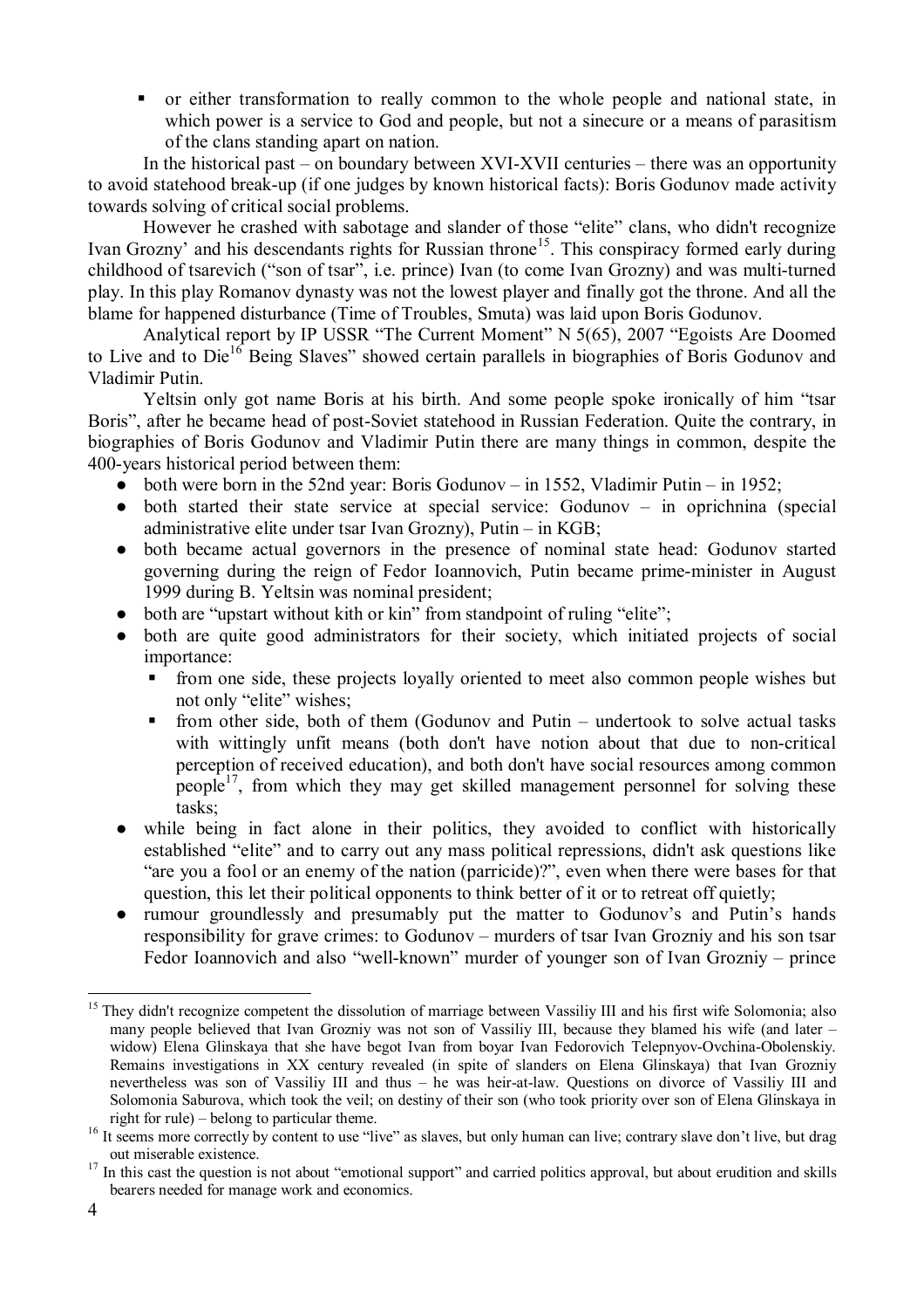- or either transformation to really common to the whole people and national state, in which power is a service to God and people, but not a sinecure or a means of parasitism of the clans standing apart on nation.

In the historical past – on boundary between XVI-XVII centuries – there was an opportunity to avoid statehood break-up (if one judges by known historical facts): Boris Godunov made activity towards solving of critical social problems.

However he crashed with sabotage and slander of those "elite" clans, who didn't recognize Ivan Grozny' and his descendants rights for Russian throne[15]. This conspiracy formed early during childhood of tsarevich ("son of tsar", i.e. prince) Ivan (to come Ivan Grozny) and was multi-turned play. In this play Romanov dynasty was not the lowest player and finally got the throne. And all the blame for happened disturbance (Time of Troubles, Smuta) was laid upon Boris Godunov.

Analytical report by IP USSR "The Current Moment" N 5(65), 2007 "Egoists Are Doomed to Live and to Die[16] Being Slaves" showed certain parallels in biographies of Boris Godunov and Vladimir Putin.

Yeltsin only got name Boris at his birth. And some people spoke ironically of him "tsar Boris", after he became head of post-Soviet statehood in Russian Federation. Quite the contrary, in biographies of Boris Godunov and Vladimir Putin there are many things in common, despite the 400-years historical period between them:

- both were born in the 52nd year: Boris Godunov – in 1552, Vladimir Putin – in 1952;
- both started their state service at special service: Godunov – in oprichnina (special administrative elite under tsar Ivan Grozny), Putin – in KGB;
- both became actual governors in the presence of nominal state head: Godunov started governing during the reign of Fedor Ioannovich, Putin became prime-minister in August 1999 during B. Yeltsin was nominal president;
- both are "upstart without kith or kin" from standpoint of ruling "elite";
- both are quite good administrators for their society, which initiated projects of social importance:
  - from one side, these projects loyally oriented to meet also common people wishes but not only "elite" wishes;
  - from other side, both of them (Godunov and Putin – undertook to solve actual tasks with wittingly unfit means (both don't have notion about that due to non-critical perception of received education), and both don't have social resources among common people[17], from which they may get skilled management personnel for solving these tasks;
- while being in fact alone in their politics, they avoided to conflict with historically established "elite" and to carry out any mass political repressions, didn't ask questions like "are you a fool or an enemy of the nation (parricide)?", even when there were bases for that question, this let their political opponents to think better of it or to retreat off quietly;
- rumour groundlessly and presumably put the matter to Godunov's and Putin's hands responsibility for grave crimes: to Godunov – murders of tsar Ivan Grozniy and his son tsar Fedor Ioannovich and also "well-known" murder of younger son of Ivan Grozniy – prince

---

[15] They didn't recognize competent the dissolution of marriage between Vassiliy III and his first wife Solomonia; also many people believed that Ivan Grozniy was not son of Vassiliy III, because they blamed his wife (and later – widow) Elena Glinskaya that she have begot Ivan from boyar Ivan Fedorovich Telepnyov-Ovchina-Obolenskiy. Remains investigations in XX century revealed (in spite of slanders on Elena Glinskaya) that Ivan Grozniy nevertheless was son of Vassiliy III and thus – he was heir-at-law. Questions on divorce of Vassiliy III and Solomonia Saburova, which took the veil; on destiny of their son (who took priority over son of Elena Glinskaya in right for rule) – belong to particular theme.

[16] It seems more correctly by content to use "live" as slaves, but only human can live; contrary slave don't live, but drag out miserable existence.

[17] In this cast the question is not about "emotional support" and carried politics approval, but about erudition and skills bearers needed for manage work and economics.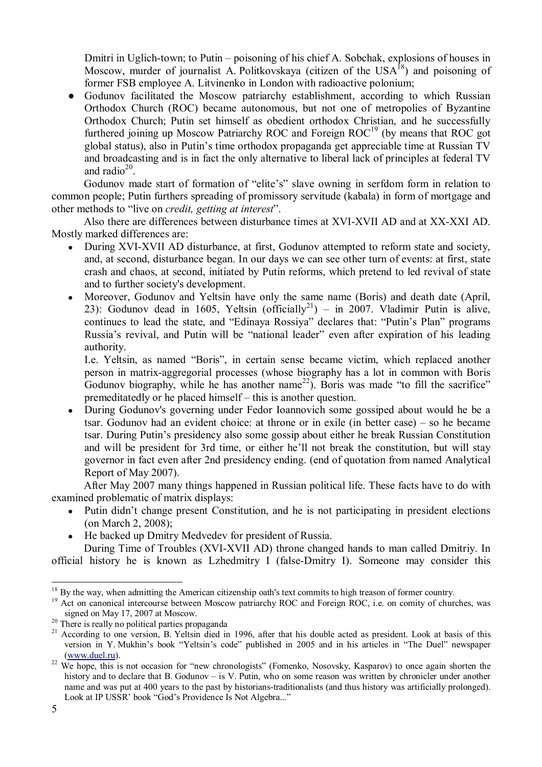Dmitri in Uglich-town; to Putin – poisoning of his chief A. Sobchak, explosions of houses in Moscow, murder of journalist A. Politkovskaya (citizen of the USA[18]) and poisoning of former FSB employee A. Litvinenko in London with radioactive polonium;

- Godunov facilitated the Moscow patriarchy establishment, according to which Russian Orthodox Church (ROC) became autonomous, but not one of metropolies of Byzantine Orthodox Church; Putin set himself as obedient orthodox Christian, and he successfully furthered joining up Moscow Patriarchy ROC and Foreign ROC[19] (by means that ROC got global status), also in Putin's time orthodox propaganda get appreciable time at Russian TV and broadcasting and is in fact the only alternative to liberal lack of principles at federal TV and radio[20].

Godunov made start of formation of "elite's" slave owning in serfdom form in relation to common people; Putin furthers spreading of promissory servitude (kabala) in form of mortgage and other methods to "live on *credit, getting at interest*".

Also there are differences between disturbance times at XVI-XVII AD and at XX-XXI AD. Mostly marked differences are:

- During XVI-XVII AD disturbance, at first, Godunov attempted to reform state and society, and, at second, disturbance began. In our days we can see other turn of events: at first, state crash and chaos, at second, initiated by Putin reforms, which pretend to led revival of state and to further society's development.
- Moreover, Godunov and Yeltsin have only the same name (Boris) and death date (April, 23): Godunov dead in 1605, Yeltsin (officially[21]) – in 2007. Vladimir Putin is alive, continues to lead the state, and "Edinaya Rossiya" declares that: "Putin's Plan" programs Russia's revival, and Putin will be "national leader" even after expiration of his leading authority.

  I.e. Yeltsin, as named "Boris", in certain sense became victim, which replaced another person in matrix-aggregorial processes (whose biography has a lot in common with Boris Godunov biography, while he has another name[22]). Boris was made "to fill the sacrifice" premeditatedly or he placed himself – this is another question.
- During Godunov's governing under Fedor Ioannovich some gossiped about would he be a tsar. Godunov had an evident choice: at throne or in exile (in better case) – so he became tsar. During Putin's presidency also some gossip about either he break Russian Constitution and will be president for 3rd time, or either he'll not break the constitution, but will stay governor in fact even after 2nd presidency ending. (end of quotation from named Analytical Report of May 2007).

After May 2007 many things happened in Russian political life. These facts have to do with examined problematic of matrix displays:

- Putin didn't change present Constitution, and he is not participating in president elections (on March 2, 2008);
- He backed up Dmitry Medvedev for president of Russia.

During Time of Troubles (XVI-XVII AD) throne changed hands to man called Dmitriy. In official history he is known as Lzhedmitry I (false-Dmitry I). Someone may consider this

---

[18] By the way, when admitting the American citizenship oath's text commits to high treason of former country.

[19] Act on canonical intercourse between Moscow patriarchy ROC and Foreign ROC, i.e. on comity of churches, was signed on May 17, 2007 at Moscow.

[20] There is really no political parties propaganda

[21] According to one version, B. Yeltsin died in 1996, after that his double acted as president. Look at basis of this version in Y. Mukhin's book "Yeltsin's code" published in 2005 and in his articles in "The Duel" newspaper (www.duel.ru).

[22] We hope, this is not occasion for "new chronologists" (Fomenko, Nosovsky, Kasparov) to once again shorten the history and to declare that B. Godunov – is V. Putin, who on some reason was written by chronicler under another name and was put at 400 years to the past by historians-traditionalists (and thus history was artificially prolonged). Look at IP USSR' book "God's Providence Is Not Algebra..."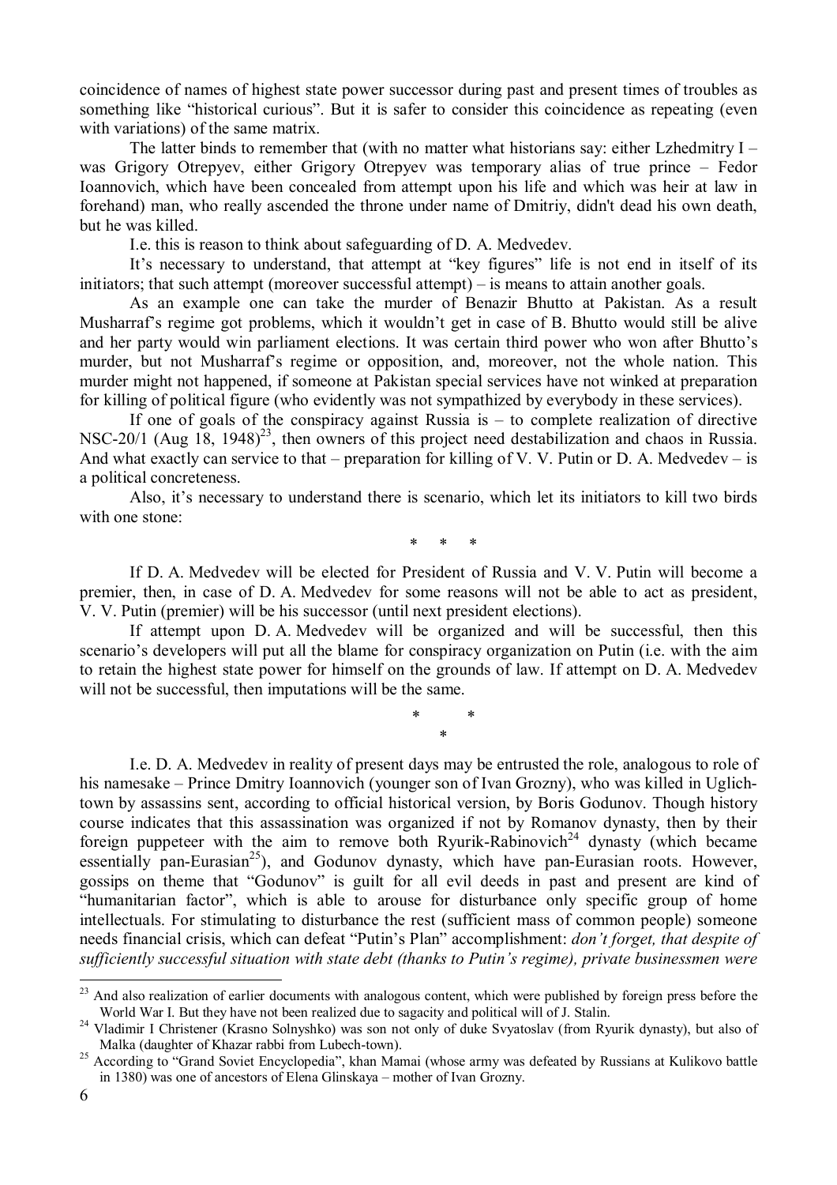coincidence of names of highest state power successor during past and present times of troubles as something like "historical curious". But it is safer to consider this coincidence as repeating (even with variations) of the same matrix.

The latter binds to remember that (with no matter what historians say: either Lzhedmitry I – was Grigory Otrepyev, either Grigory Otrepyev was temporary alias of true prince – Fedor Ioannovich, which have been concealed from attempt upon his life and which was heir at law in forehand) man, who really ascended the throne under name of Dmitriy, didn't dead his own death, but he was killed.

I.e. this is reason to think about safeguarding of D. A. Medvedev.

It's necessary to understand, that attempt at "key figures" life is not end in itself of its initiators; that such attempt (moreover successful attempt) – is means to attain another goals.

As an example one can take the murder of Benazir Bhutto at Pakistan. As a result Musharraf's regime got problems, which it wouldn't get in case of B. Bhutto would still be alive and her party would win parliament elections. It was certain third power who won after Bhutto's murder, but not Musharraf's regime or opposition, and, moreover, not the whole nation. This murder might not happened, if someone at Pakistan special services have not winked at preparation for killing of political figure (who evidently was not sympathized by everybody in these services).

If one of goals of the conspiracy against Russia is – to complete realization of directive NSC-20/1 (Aug 18, 1948)[23], then owners of this project need destabilization and chaos in Russia. And what exactly can service to that – preparation for killing of V. V. Putin or D. A. Medvedev – is a political concreteness.

Also, it's necessary to understand there is scenario, which let its initiators to kill two birds with one stone:

\* \* \*

If D. A. Medvedev will be elected for President of Russia and V. V. Putin will become a premier, then, in case of D. A. Medvedev for some reasons will not be able to act as president, V. V. Putin (premier) will be his successor (until next president elections).

If attempt upon D. A. Medvedev will be organized and will be successful, then this scenario's developers will put all the blame for conspiracy organization on Putin (i.e. with the aim to retain the highest state power for himself on the grounds of law. If attempt on D. A. Medvedev will not be successful, then imputations will be the same.

\* \* \*

I.e. D. A. Medvedev in reality of present days may be entrusted the role, analogous to role of his namesake – Prince Dmitry Ioannovich (younger son of Ivan Grozny), who was killed in Uglich-town by assassins sent, according to official historical version, by Boris Godunov. Though history course indicates that this assassination was organized if not by Romanov dynasty, then by their foreign puppeteer with the aim to remove both Ryurik-Rabinovich[24] dynasty (which became essentially pan-Eurasian[25]), and Godunov dynasty, which have pan-Eurasian roots. However, gossips on theme that "Godunov" is guilt for all evil deeds in past and present are kind of "humanitarian factor", which is able to arouse for disturbance only specific group of home intellectuals. For stimulating to disturbance the rest (sufficient mass of common people) someone needs financial crisis, which can defeat "Putin's Plan" accomplishment: *don't forget, that despite of sufficiently successful situation with state debt (thanks to Putin's regime), private businessmen were*

---

[23] And also realization of earlier documents with analogous content, which were published by foreign press before the World War I. But they have not been realized due to sagacity and political will of J. Stalin.

[24] Vladimir I Christener (Krasno Solnyshko) was son not only of duke Svyatoslav (from Ryurik dynasty), but also of Malka (daughter of Khazar rabbi from Lubech-town).

[25] According to "Grand Soviet Encyclopedia", khan Mamai (whose army was defeated by Russians at Kulikovo battle in 1380) was one of ancestors of Elena Glinskaya – mother of Ivan Grozny.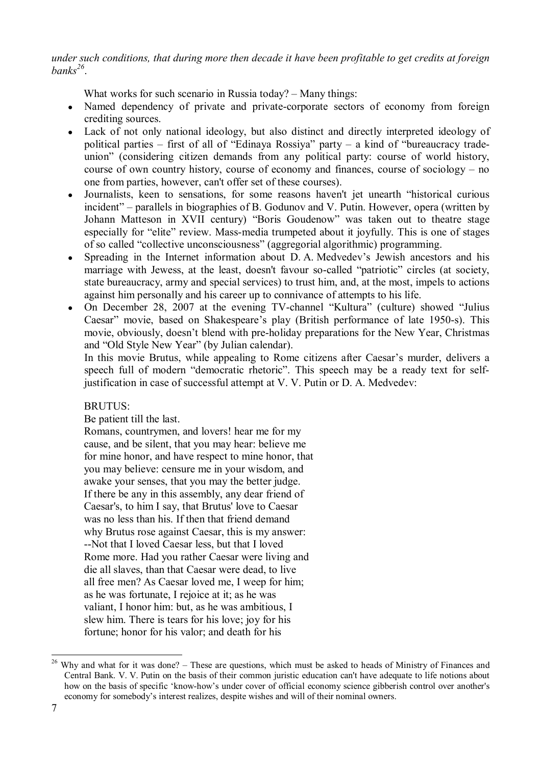*under such conditions, that during more then decade it have been profitable to get credits at foreign banks*[26].

What works for such scenario in Russia today? – Many things:

- Named dependency of private and private-corporate sectors of economy from foreign crediting sources.
- Lack of not only national ideology, but also distinct and directly interpreted ideology of political parties – first of all of "Edinaya Rossiya" party – a kind of "bureaucracy trade-union" (considering citizen demands from any political party: course of world history, course of own country history, course of economy and finances, course of sociology – no one from parties, however, can't offer set of these courses).
- Journalists, keen to sensations, for some reasons haven't jet unearth "historical curious incident" – parallels in biographies of B. Godunov and V. Putin. However, opera (written by Johann Matteson in XVII century) "Boris Goudenow" was taken out to theatre stage especially for "elite" review. Mass-media trumpeted about it joyfully. This is one of stages of so called "collective unconsciousness" (aggregorial algorithmic) programming.
- Spreading in the Internet information about D. A. Medvedev's Jewish ancestors and his marriage with Jewess, at the least, doesn't favour so-called "patriotic" circles (at society, state bureaucracy, army and special services) to trust him, and, at the most, impels to actions against him personally and his career up to connivance of attempts to his life.
- On December 28, 2007 at the evening TV-channel "Kultura" (culture) showed "Julius Caesar" movie, based on Shakespeare's play (British performance of late 1950-s). This movie, obviously, doesn't blend with pre-holiday preparations for the New Year, Christmas and "Old Style New Year" (by Julian calendar).

  In this movie Brutus, while appealing to Rome citizens after Caesar's murder, delivers a speech full of modern "democratic rhetoric". This speech may be a ready text for self-justification in case of successful attempt at V. V. Putin or D. A. Medvedev:

  BRUTUS:

  Be patient till the last.
  Romans, countrymen, and lovers! hear me for my cause, and be silent, that you may hear: believe me for mine honor, and have respect to mine honor, that you may believe: censure me in your wisdom, and awake your senses, that you may the better judge. If there be any in this assembly, any dear friend of Caesar's, to him I say, that Brutus' love to Caesar was no less than his. If then that friend demand why Brutus rose against Caesar, this is my answer: --Not that I loved Caesar less, but that I loved Rome more. Had you rather Caesar were living and die all slaves, than that Caesar were dead, to live all free men? As Caesar loved me, I weep for him; as he was fortunate, I rejoice at it; as he was valiant, I honor him: but, as he was ambitious, I slew him. There is tears for his love; joy for his fortune; honor for his valor; and death for his

---

[26] Why and what for it was done? – These are questions, which must be asked to heads of Ministry of Finances and Central Bank. V. V. Putin on the basis of their common juristic education can't have adequate to life notions about how on the basis of specific 'know-how's under cover of official economy science gibberish control over another's economy for somebody's interest realizes, despite wishes and will of their nominal owners.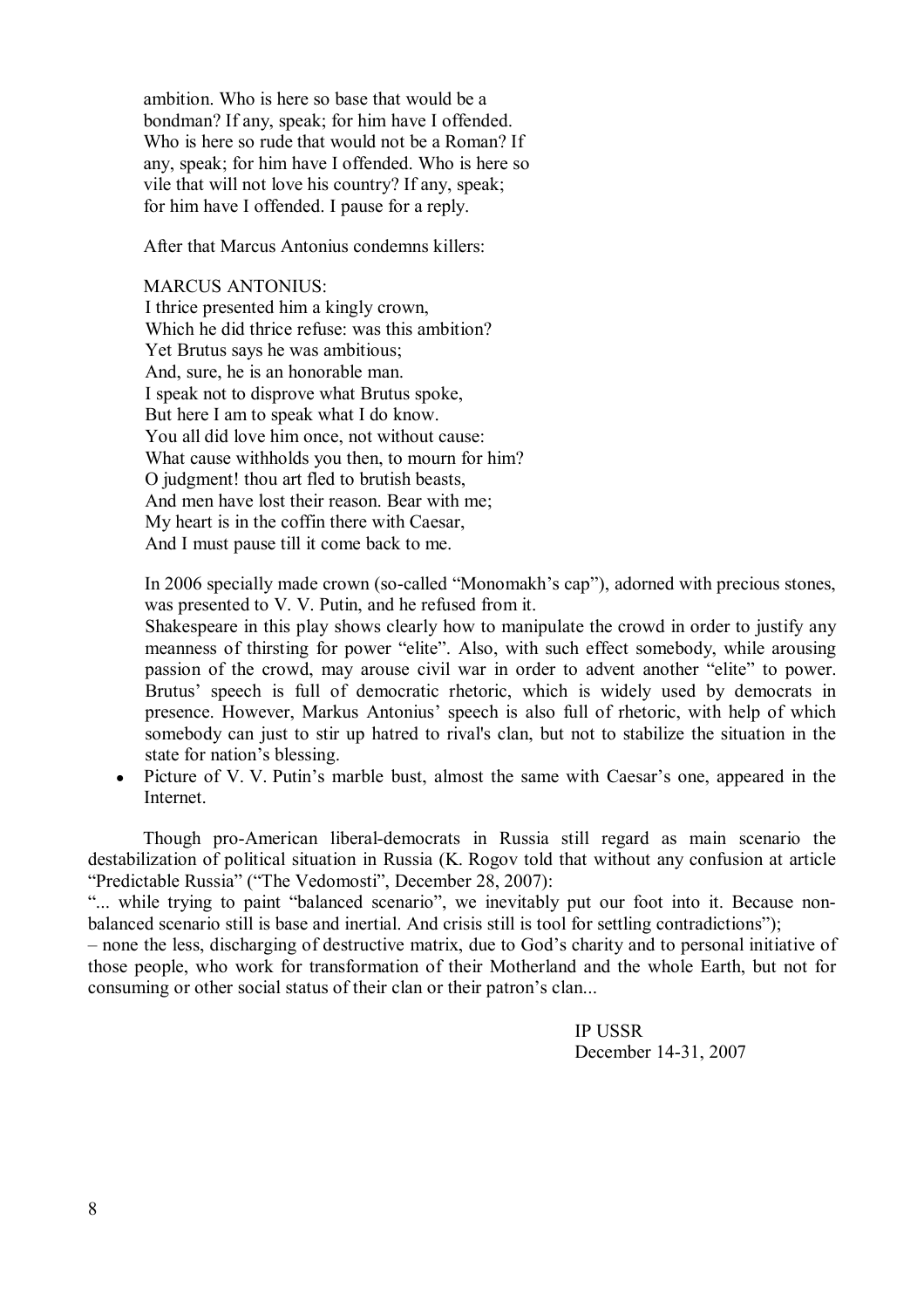ambition. Who is here so base that would be a
bondman? If any, speak; for him have I offended.
Who is here so rude that would not be a Roman? If
any, speak; for him have I offended. Who is here so
vile that will not love his country? If any, speak;
for him have I offended. I pause for a reply.

After that Marcus Antonius condemns killers:

MARCUS ANTONIUS:
I thrice presented him a kingly crown,
Which he did thrice refuse: was this ambition?
Yet Brutus says he was ambitious;
And, sure, he is an honorable man.
I speak not to disprove what Brutus spoke,
But here I am to speak what I do know.
You all did love him once, not without cause:
What cause withholds you then, to mourn for him?
O judgment! thou art fled to brutish beasts,
And men have lost their reason. Bear with me;
My heart is in the coffin there with Caesar,
And I must pause till it come back to me.

In 2006 specially made crown (so-called "Monomakh's cap"), adorned with precious stones, was presented to V. V. Putin, and he refused from it.
Shakespeare in this play shows clearly how to manipulate the crowd in order to justify any meanness of thirsting for power "elite". Also, with such effect somebody, while arousing passion of the crowd, may arouse civil war in order to advent another "elite" to power. Brutus' speech is full of democratic rhetoric, which is widely used by democrats in presence. However, Markus Antonius' speech is also full of rhetoric, with help of which somebody can just to stir up hatred to rival's clan, but not to stabilize the situation in the state for nation's blessing.

- Picture of V. V. Putin's marble bust, almost the same with Caesar's one, appeared in the Internet.

Though pro-American liberal-democrats in Russia still regard as main scenario the destabilization of political situation in Russia (K. Rogov told that without any confusion at article "Predictable Russia" ("The Vedomosti", December 28, 2007):
"... while trying to paint "balanced scenario", we inevitably put our foot into it. Because non-balanced scenario still is base and inertial. And crisis still is tool for settling contradictions");
– none the less, discharging of destructive matrix, due to God's charity and to personal initiative of those people, who work for transformation of their Motherland and the whole Earth, but not for consuming or other social status of their clan or their patron's clan...

IP USSR
December 14-31, 2007